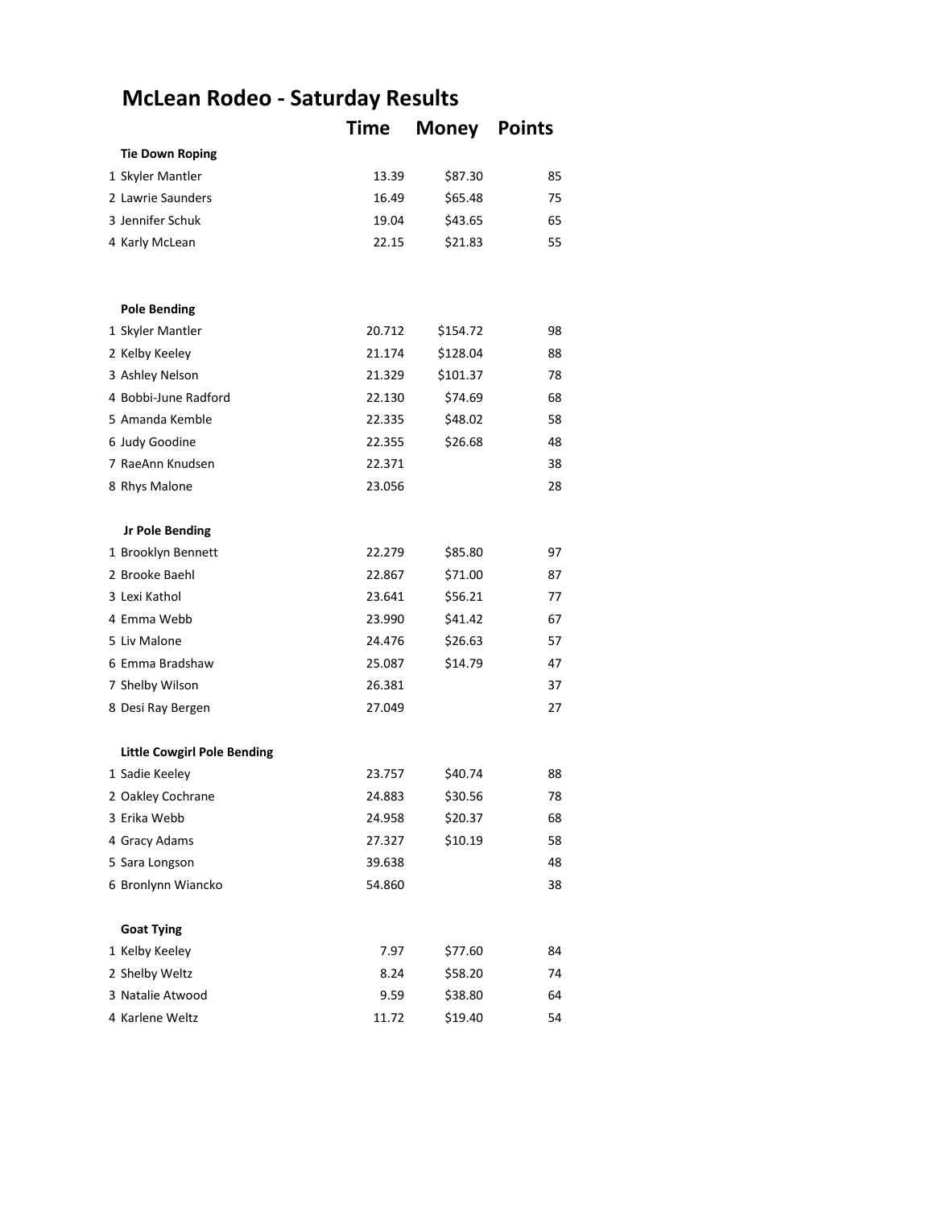# McLean Rodeo - Saturday Results

| | | Time | Money | Points |
|---|---|---|---|---|
| | **Tie Down Roping** | | | |
| 1 | Skyler Mantler | 13.39 | $87.30 | 85 |
| 2 | Lawrie Saunders | 16.49 | $65.48 | 75 |
| 3 | Jennifer Schuk | 19.04 | $43.65 | 65 |
| 4 | Karly McLean | 22.15 | $21.83 | 55 |
| | | | | |
| | **Pole Bending** | | | |
| 1 | Skyler Mantler | 20.712 | $154.72 | 98 |
| 2 | Kelby Keeley | 21.174 | $128.04 | 88 |
| 3 | Ashley Nelson | 21.329 | $101.37 | 78 |
| 4 | Bobbi-June Radford | 22.130 | $74.69 | 68 |
| 5 | Amanda Kemble | 22.335 | $48.02 | 58 |
| 6 | Judy Goodine | 22.355 | $26.68 | 48 |
| 7 | RaeAnn Knudsen | 22.371 | | 38 |
| 8 | Rhys Malone | 23.056 | | 28 |
| | | | | |
| | **Jr Pole Bending** | | | |
| 1 | Brooklyn Bennett | 22.279 | $85.80 | 97 |
| 2 | Brooke Baehl | 22.867 | $71.00 | 87 |
| 3 | Lexi Kathol | 23.641 | $56.21 | 77 |
| 4 | Emma Webb | 23.990 | $41.42 | 67 |
| 5 | Liv Malone | 24.476 | $26.63 | 57 |
| 6 | Emma Bradshaw | 25.087 | $14.79 | 47 |
| 7 | Shelby Wilson | 26.381 | | 37 |
| 8 | Desi Ray Bergen | 27.049 | | 27 |
| | | | | |
| | **Little Cowgirl Pole Bending** | | | |
| 1 | Sadie Keeley | 23.757 | $40.74 | 88 |
| 2 | Oakley Cochrane | 24.883 | $30.56 | 78 |
| 3 | Erika Webb | 24.958 | $20.37 | 68 |
| 4 | Gracy Adams | 27.327 | $10.19 | 58 |
| 5 | Sara Longson | 39.638 | | 48 |
| 6 | Bronlynn Wiancko | 54.860 | | 38 |
| | | | | |
| | **Goat Tying** | | | |
| 1 | Kelby Keeley | 7.97 | $77.60 | 84 |
| 2 | Shelby Weltz | 8.24 | $58.20 | 74 |
| 3 | Natalie Atwood | 9.59 | $38.80 | 64 |
| 4 | Karlene Weltz | 11.72 | $19.40 | 54 |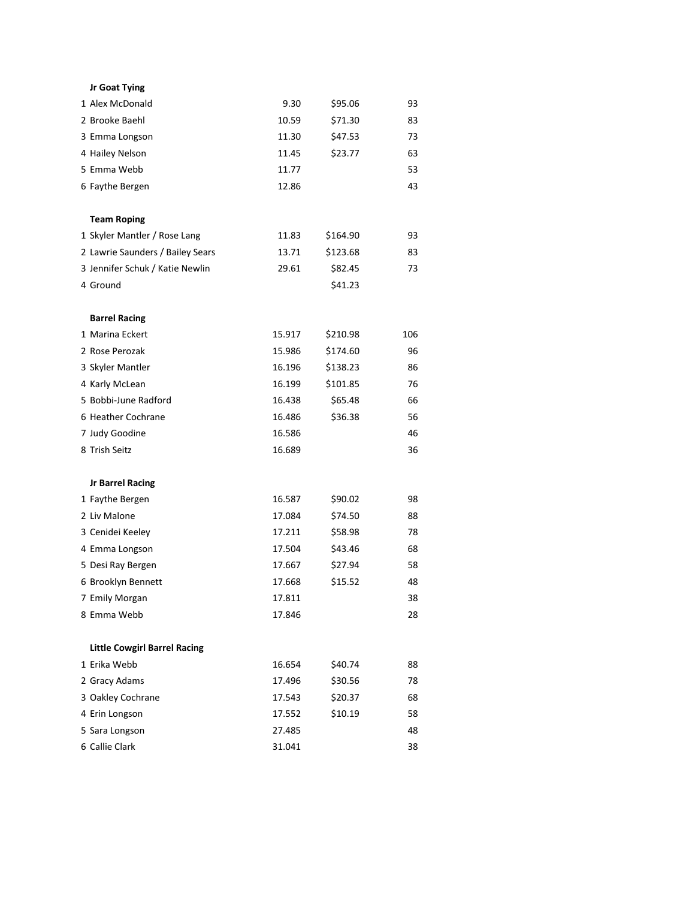**Jr Goat Tying**

| Place | Name | Time | Payout | Points |
|---|---|---|---|---|
| 1 | Alex McDonald | 9.30 | $95.06 | 93 |
| 2 | Brooke Baehl | 10.59 | $71.30 | 83 |
| 3 | Emma Longson | 11.30 | $47.53 | 73 |
| 4 | Hailey Nelson | 11.45 | $23.77 | 63 |
| 5 | Emma Webb | 11.77 | | 53 |
| 6 | Faythe Bergen | 12.86 | | 43 |

**Team Roping**

| Place | Name | Time | Payout | Points |
|---|---|---|---|---|
| 1 | Skyler Mantler / Rose Lang | 11.83 | $164.90 | 93 |
| 2 | Lawrie Saunders / Bailey Sears | 13.71 | $123.68 | 83 |
| 3 | Jennifer Schuk / Katie Newlin | 29.61 | $82.45 | 73 |
| 4 | Ground | | $41.23 | |

**Barrel Racing**

| Place | Name | Time | Payout | Points |
|---|---|---|---|---|
| 1 | Marina Eckert | 15.917 | $210.98 | 106 |
| 2 | Rose Perozak | 15.986 | $174.60 | 96 |
| 3 | Skyler Mantler | 16.196 | $138.23 | 86 |
| 4 | Karly McLean | 16.199 | $101.85 | 76 |
| 5 | Bobbi-June Radford | 16.438 | $65.48 | 66 |
| 6 | Heather Cochrane | 16.486 | $36.38 | 56 |
| 7 | Judy Goodine | 16.586 | | 46 |
| 8 | Trish Seitz | 16.689 | | 36 |

**Jr Barrel Racing**

| Place | Name | Time | Payout | Points |
|---|---|---|---|---|
| 1 | Faythe Bergen | 16.587 | $90.02 | 98 |
| 2 | Liv Malone | 17.084 | $74.50 | 88 |
| 3 | Cenidei Keeley | 17.211 | $58.98 | 78 |
| 4 | Emma Longson | 17.504 | $43.46 | 68 |
| 5 | Desi Ray Bergen | 17.667 | $27.94 | 58 |
| 6 | Brooklyn Bennett | 17.668 | $15.52 | 48 |
| 7 | Emily Morgan | 17.811 | | 38 |
| 8 | Emma Webb | 17.846 | | 28 |

**Little Cowgirl Barrel Racing**

| Place | Name | Time | Payout | Points |
|---|---|---|---|---|
| 1 | Erika Webb | 16.654 | $40.74 | 88 |
| 2 | Gracy Adams | 17.496 | $30.56 | 78 |
| 3 | Oakley Cochrane | 17.543 | $20.37 | 68 |
| 4 | Erin Longson | 17.552 | $10.19 | 58 |
| 5 | Sara Longson | 27.485 | | 48 |
| 6 | Callie Clark | 31.041 | | 38 |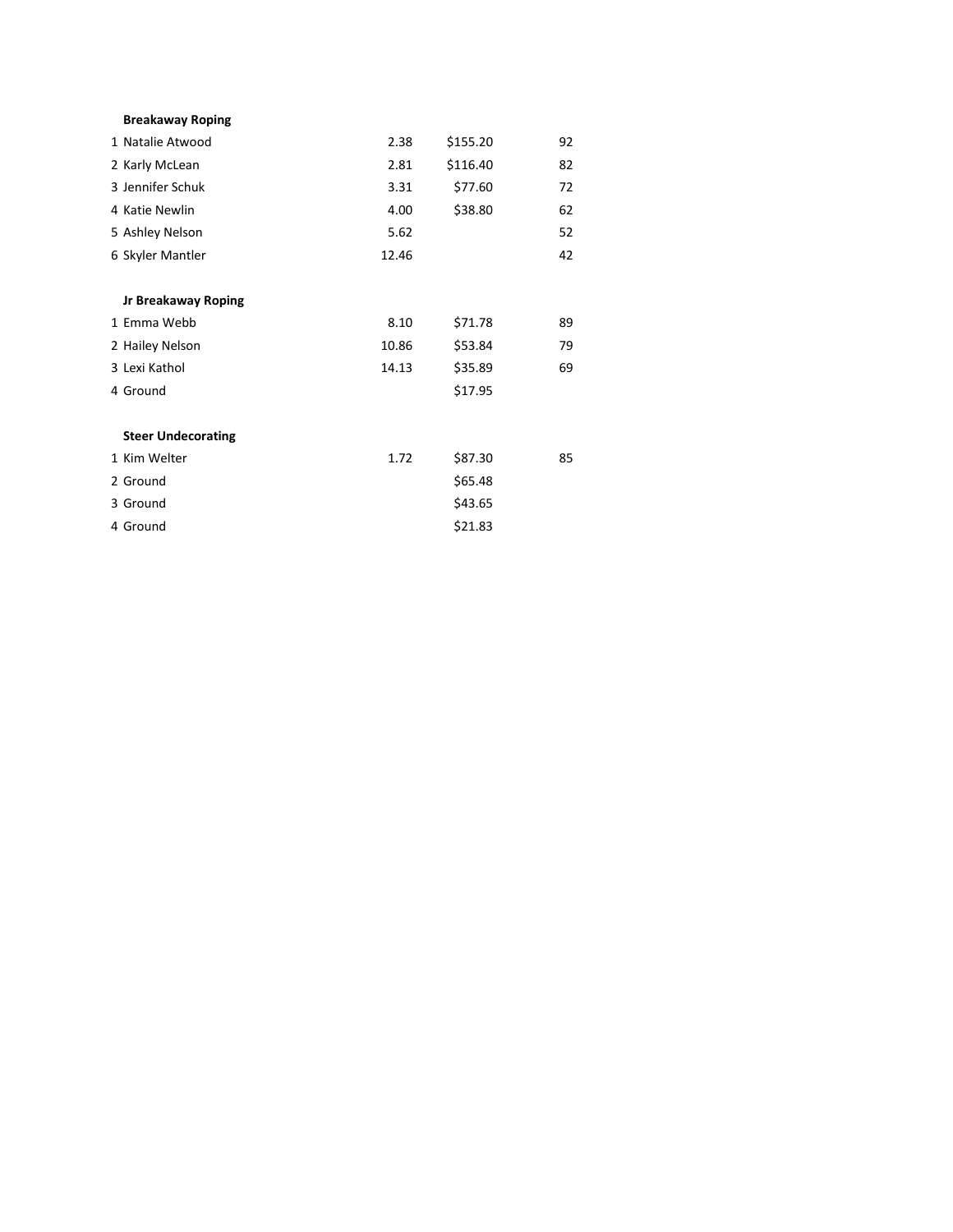**Breakaway Roping**

| | | | | |
|---|---|---|---|---|
| 1 | Natalie Atwood | 2.38 | $155.20 | 92 |
| 2 | Karly McLean | 2.81 | $116.40 | 82 |
| 3 | Jennifer Schuk | 3.31 | $77.60 | 72 |
| 4 | Katie Newlin | 4.00 | $38.80 | 62 |
| 5 | Ashley Nelson | 5.62 | | 52 |
| 6 | Skyler Mantler | 12.46 | | 42 |

**Jr Breakaway Roping**

| | | | | |
|---|---|---|---|---|
| 1 | Emma Webb | 8.10 | $71.78 | 89 |
| 2 | Hailey Nelson | 10.86 | $53.84 | 79 |
| 3 | Lexi Kathol | 14.13 | $35.89 | 69 |
| 4 | Ground | | $17.95 | |

**Steer Undecorating**

| | | | | |
|---|---|---|---|---|
| 1 | Kim Welter | 1.72 | $87.30 | 85 |
| 2 | Ground | | $65.48 | |
| 3 | Ground | | $43.65 | |
| 4 | Ground | | $21.83 | |